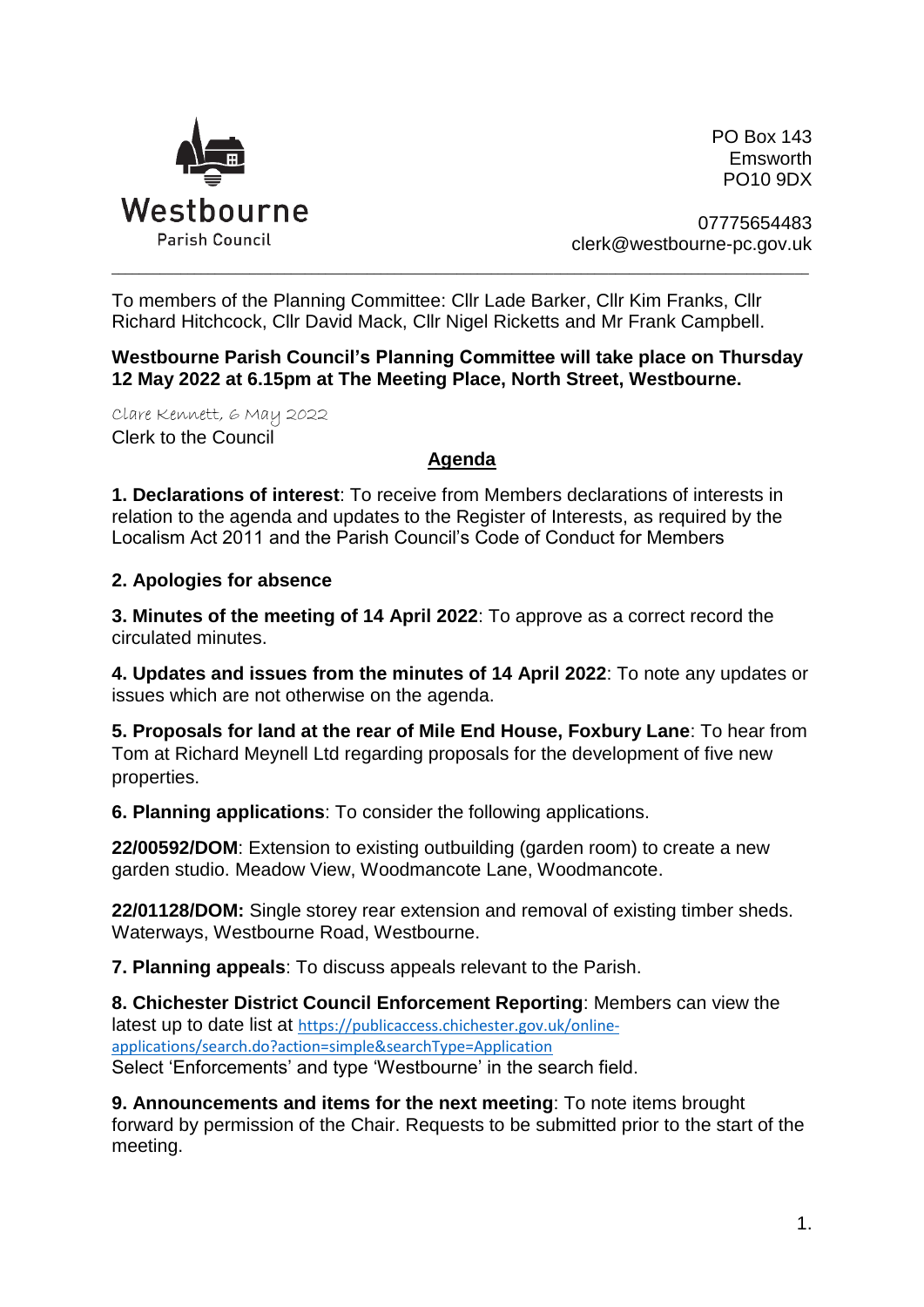Westbourne

Parish Council

PO Box 143
Emsworth
PO10 9DX

07775654483
clerk@westbourne-pc.gov.uk

---

To members of the Planning Committee: Cllr Lade Barker, Cllr Kim Franks, Cllr Richard Hitchcock, Cllr David Mack, Cllr Nigel Ricketts and Mr Frank Campbell.

**Westbourne Parish Council's Planning Committee will take place on Thursday 12 May 2022 at 6.15pm at The Meeting Place, North Street, Westbourne.**

*Clare Kennett, 6 May 2022*
Clerk to the Council

## Agenda

**1. Declarations of interest**: To receive from Members declarations of interests in relation to the agenda and updates to the Register of Interests, as required by the Localism Act 2011 and the Parish Council's Code of Conduct for Members

**2. Apologies for absence**

**3. Minutes of the meeting of 14 April 2022**: To approve as a correct record the circulated minutes.

**4. Updates and issues from the minutes of 14 April 2022**: To note any updates or issues which are not otherwise on the agenda.

**5. Proposals for land at the rear of Mile End House, Foxbury Lane**: To hear from Tom at Richard Meynell Ltd regarding proposals for the development of five new properties.

**6. Planning applications**: To consider the following applications.

**22/00592/DOM**: Extension to existing outbuilding (garden room) to create a new garden studio. Meadow View, Woodmancote Lane, Woodmancote.

**22/01128/DOM:** Single storey rear extension and removal of existing timber sheds. Waterways, Westbourne Road, Westbourne.

**7. Planning appeals**: To discuss appeals relevant to the Parish.

**8. Chichester District Council Enforcement Reporting**: Members can view the latest up to date list at https://publicaccess.chichester.gov.uk/online-applications/search.do?action=simple&searchType=Application
Select 'Enforcements' and type 'Westbourne' in the search field.

**9. Announcements and items for the next meeting**: To note items brought forward by permission of the Chair. Requests to be submitted prior to the start of the meeting.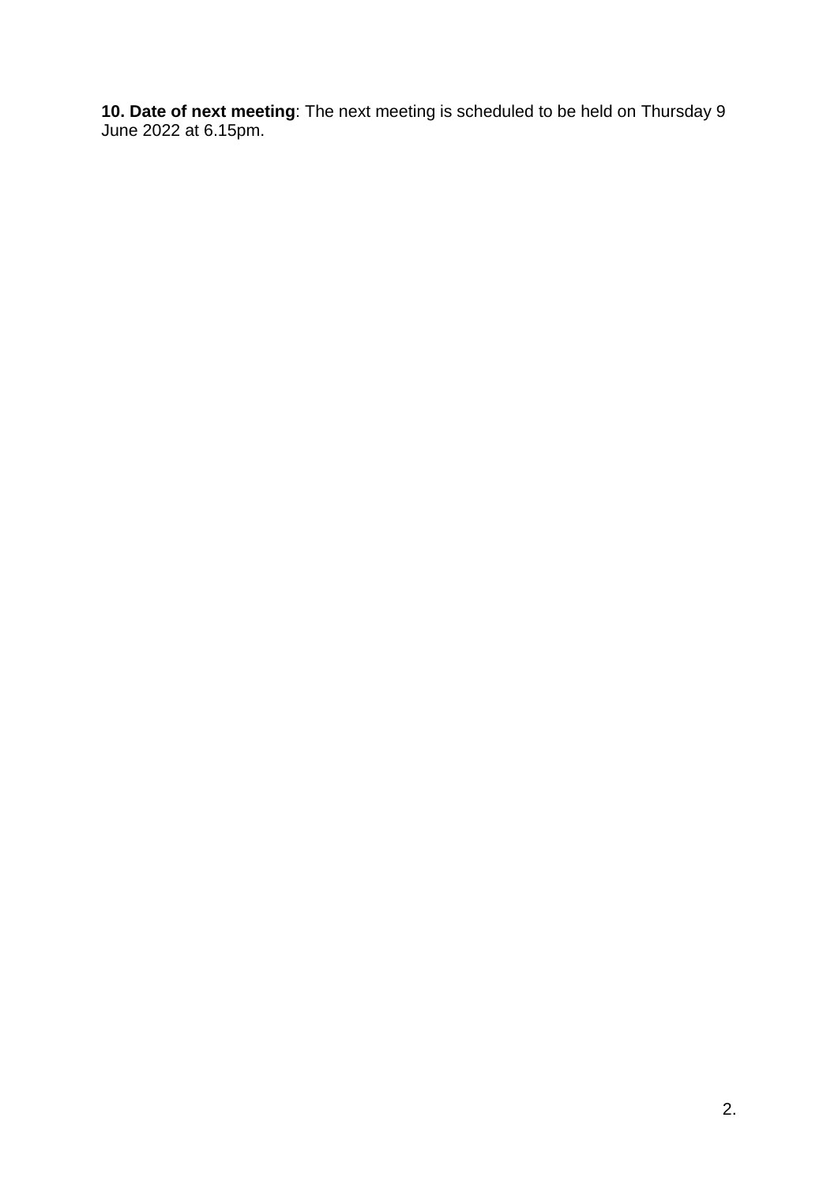**10. Date of next meeting**: The next meeting is scheduled to be held on Thursday 9 June 2022 at 6.15pm.